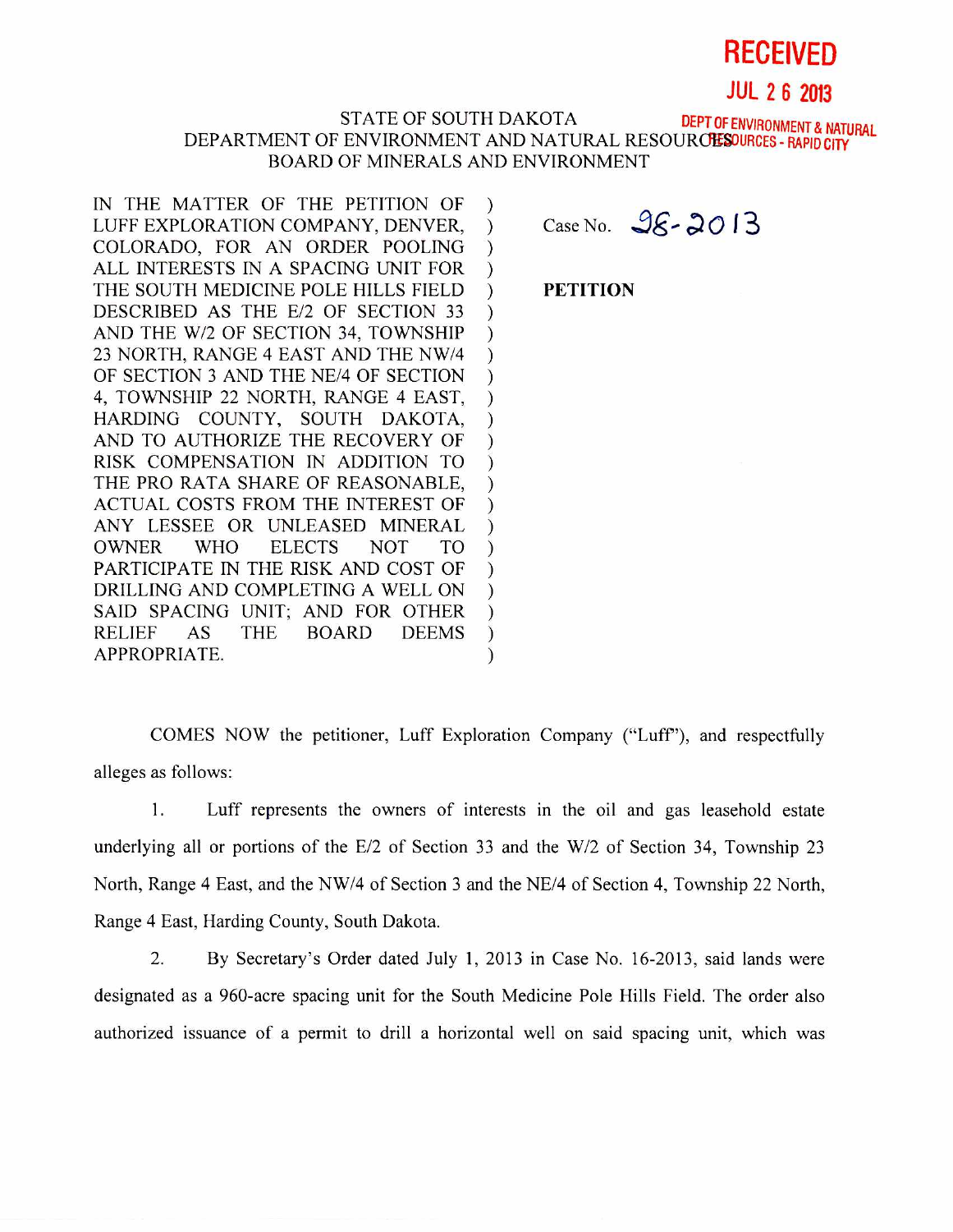**RECEIVED**

**JUL 2 6 2013**

**DEPT OF ENVIRONMENT & NATURAL RESOURCES - RAPID CITY**

STATE OF SOUTH DAKOTA
DEPARTMENT OF ENVIRONMENT AND NATURAL RESOURCES
BOARD OF MINERALS AND ENVIRONMENT

IN THE MATTER OF THE PETITION OF LUFF EXPLORATION COMPANY, DENVER, COLORADO, FOR AN ORDER POOLING ALL INTERESTS IN A SPACING UNIT FOR THE SOUTH MEDICINE POLE HILLS FIELD DESCRIBED AS THE E/2 OF SECTION 33 AND THE W/2 OF SECTION 34, TOWNSHIP 23 NORTH, RANGE 4 EAST AND THE NW/4 OF SECTION 3 AND THE NE/4 OF SECTION 4, TOWNSHIP 22 NORTH, RANGE 4 EAST, HARDING COUNTY, SOUTH DAKOTA, AND TO AUTHORIZE THE RECOVERY OF RISK COMPENSATION IN ADDITION TO THE PRO RATA SHARE OF REASONABLE, ACTUAL COSTS FROM THE INTEREST OF ANY LESSEE OR UNLEASED MINERAL OWNER WHO ELECTS NOT TO PARTICIPATE IN THE RISK AND COST OF DRILLING AND COMPLETING A WELL ON SAID SPACING UNIT; AND FOR OTHER RELIEF AS THE BOARD DEEMS APPROPRIATE.

Case No. 28-2013

**PETITION**

COMES NOW the petitioner, Luff Exploration Company ("Luff"), and respectfully alleges as follows:

1. Luff represents the owners of interests in the oil and gas leasehold estate underlying all or portions of the E/2 of Section 33 and the W/2 of Section 34, Township 23 North, Range 4 East, and the NW/4 of Section 3 and the NE/4 of Section 4, Township 22 North, Range 4 East, Harding County, South Dakota.

2. By Secretary's Order dated July 1, 2013 in Case No. 16-2013, said lands were designated as a 960-acre spacing unit for the South Medicine Pole Hills Field. The order also authorized issuance of a permit to drill a horizontal well on said spacing unit, which was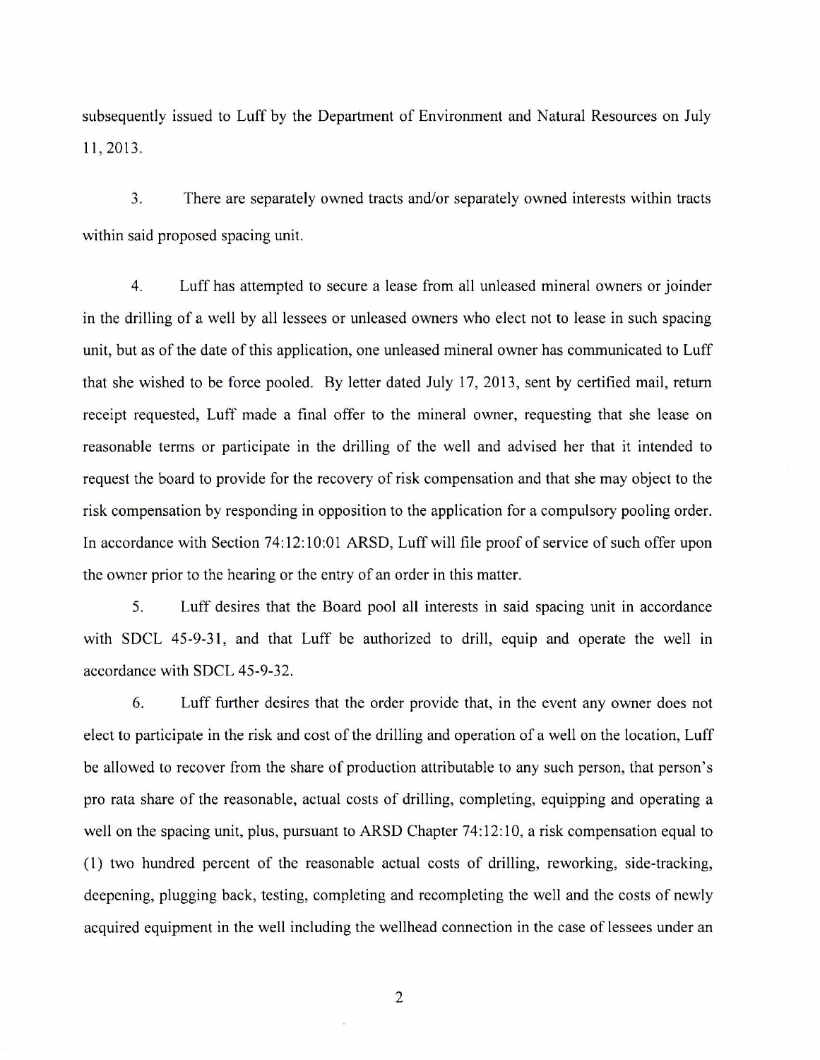subsequently issued to Luff by the Department of Environment and Natural Resources on July 11, 2013.

3. There are separately owned tracts and/or separately owned interests within tracts within said proposed spacing unit.

4. Luff has attempted to secure a lease from all unleased mineral owners or joinder in the drilling of a well by all lessees or unleased owners who elect not to lease in such spacing unit, but as of the date of this application, one unleased mineral owner has communicated to Luff that she wished to be force pooled. By letter dated July 17, 2013, sent by certified mail, return receipt requested, Luff made a final offer to the mineral owner, requesting that she lease on reasonable terms or participate in the drilling of the well and advised her that it intended to request the board to provide for the recovery of risk compensation and that she may object to the risk compensation by responding in opposition to the application for a compulsory pooling order. In accordance with Section 74:12:10:01 ARSD, Luff will file proof of service of such offer upon the owner prior to the hearing or the entry of an order in this matter.

5. Luff desires that the Board pool all interests in said spacing unit in accordance with SDCL 45-9-31, and that Luff be authorized to drill, equip and operate the well in accordance with SDCL 45-9-32.

6. Luff further desires that the order provide that, in the event any owner does not elect to participate in the risk and cost of the drilling and operation of a well on the location, Luff be allowed to recover from the share of production attributable to any such person, that person's pro rata share of the reasonable, actual costs of drilling, completing, equipping and operating a well on the spacing unit, plus, pursuant to ARSD Chapter 74:12:10, a risk compensation equal to (1) two hundred percent of the reasonable actual costs of drilling, reworking, side-tracking, deepening, plugging back, testing, completing and recompleting the well and the costs of newly acquired equipment in the well including the wellhead connection in the case of lessees under an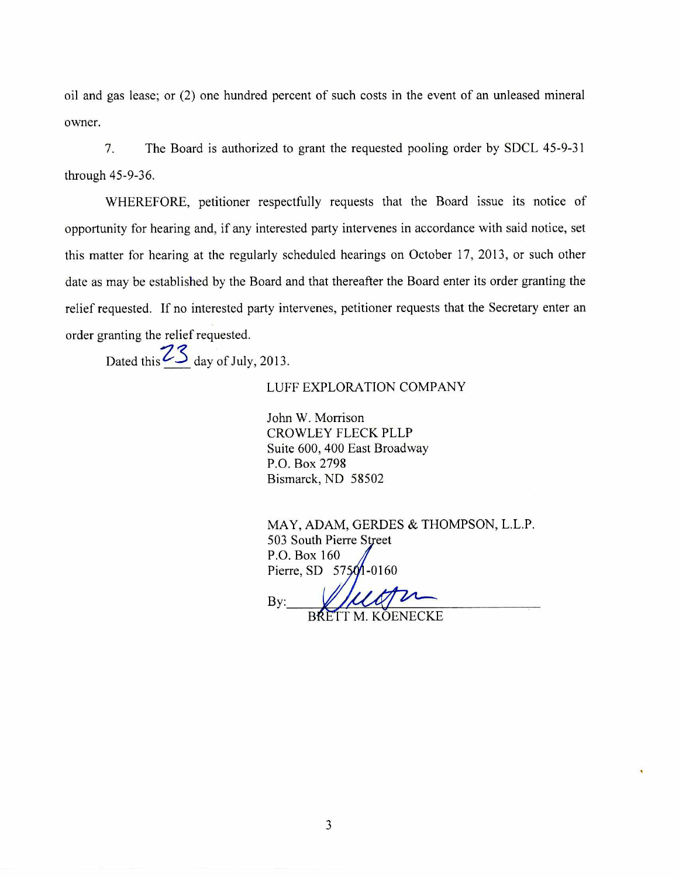oil and gas lease; or (2) one hundred percent of such costs in the event of an unleased mineral owner.

7. The Board is authorized to grant the requested pooling order by SDCL 45-9-31 through 45-9-36.

WHEREFORE, petitioner respectfully requests that the Board issue its notice of opportunity for hearing and, if any interested party intervenes in accordance with said notice, set this matter for hearing at the regularly scheduled hearings on October 17, 2013, or such other date as may be established by the Board and that thereafter the Board enter its order granting the relief requested. If no interested party intervenes, petitioner requests that the Secretary enter an order granting the relief requested.

Dated this 23 day of July, 2013.

LUFF EXPLORATION COMPANY

John W. Morrison
CROWLEY FLECK PLLP
Suite 600, 400 East Broadway
P.O. Box 2798
Bismarck, ND 58502

MAY, ADAM, GERDES & THOMPSON, L.L.P.
503 South Pierre Street
P.O. Box 160
Pierre, SD 57501-0160

By: ______________________
BRETT M. KOENECKE